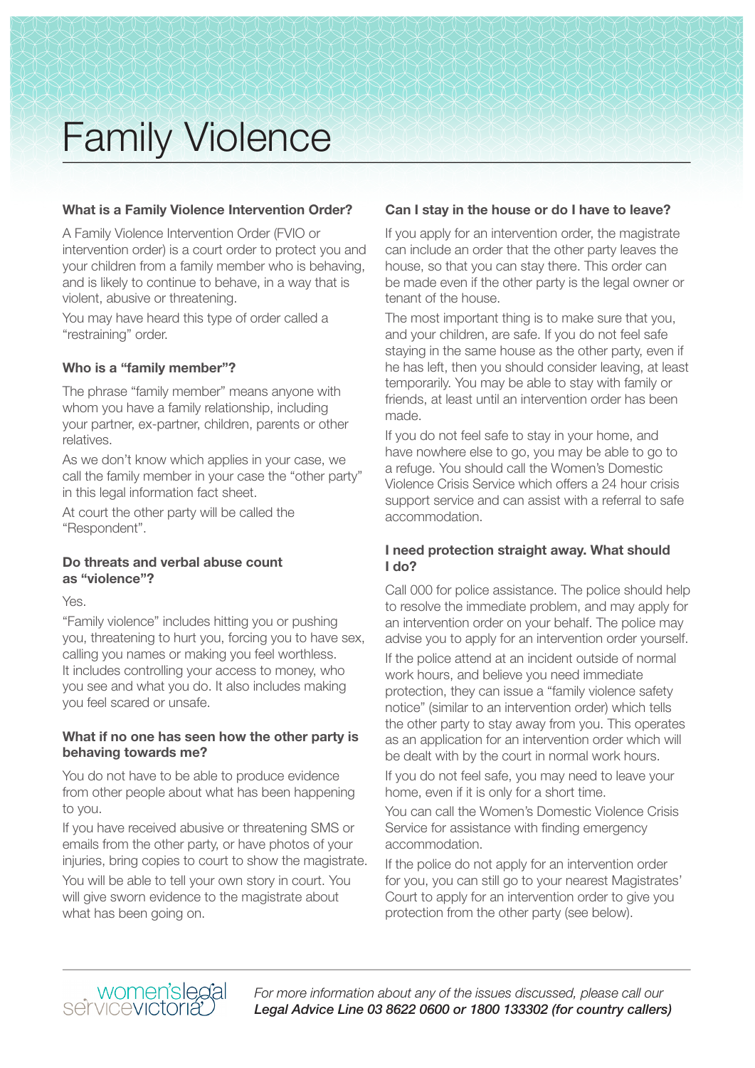# Family Violence

### What is a Family Violence Intervention Order?

A Family Violence Intervention Order (FVIO or intervention order) is a court order to protect you and your children from a family member who is behaving, and is likely to continue to behave, in a way that is violent, abusive or threatening.

You may have heard this type of order called a "restraining" order.

### Who is a "family member"?

The phrase "family member" means anyone with whom you have a family relationship, including your partner, ex-partner, children, parents or other relatives.

As we don't know which applies in your case, we call the family member in your case the "other party" in this legal information fact sheet.

At court the other party will be called the "Respondent".

### Do threats and verbal abuse count as "violence"?

Yes.

"Family violence" includes hitting you or pushing you, threatening to hurt you, forcing you to have sex, calling you names or making you feel worthless. It includes controlling your access to money, who you see and what you do. It also includes making you feel scared or unsafe.

### What if no one has seen how the other party is behaving towards me?

You do not have to be able to produce evidence from other people about what has been happening to you.

If you have received abusive or threatening SMS or emails from the other party, or have photos of your injuries, bring copies to court to show the magistrate.

You will be able to tell your own story in court. You will give sworn evidence to the magistrate about what has been going on.

### Can I stay in the house or do I have to leave?

If you apply for an intervention order, the magistrate can include an order that the other party leaves the house, so that you can stay there. This order can be made even if the other party is the legal owner or tenant of the house.

The most important thing is to make sure that you, and your children, are safe. If you do not feel safe staying in the same house as the other party, even if he has left, then you should consider leaving, at least temporarily. You may be able to stay with family or friends, at least until an intervention order has been made.

If you do not feel safe to stay in your home, and have nowhere else to go, you may be able to go to a refuge. You should call the Women's Domestic Violence Crisis Service which offers a 24 hour crisis support service and can assist with a referral to safe accommodation.

### I need protection straight away. What should I do?

Call 000 for police assistance. The police should help to resolve the immediate problem, and may apply for an intervention order on your behalf. The police may advise you to apply for an intervention order yourself.

If the police attend at an incident outside of normal work hours, and believe you need immediate protection, they can issue a "family violence safety notice" (similar to an intervention order) which tells the other party to stay away from you. This operates as an application for an intervention order which will be dealt with by the court in normal work hours.

If you do not feel safe, you may need to leave your home, even if it is only for a short time.

You can call the Women's Domestic Violence Crisis Service for assistance with finding emergency accommodation.

If the police do not apply for an intervention order for you, you can still go to your nearest Magistrates' Court to apply for an intervention order to give you protection from the other party (see below).

women's legal service victoria

*For more information about any of the issues discussed, please call our* ***Legal Advice Line 03 8622 0600 or 1800 133302 (for country callers)***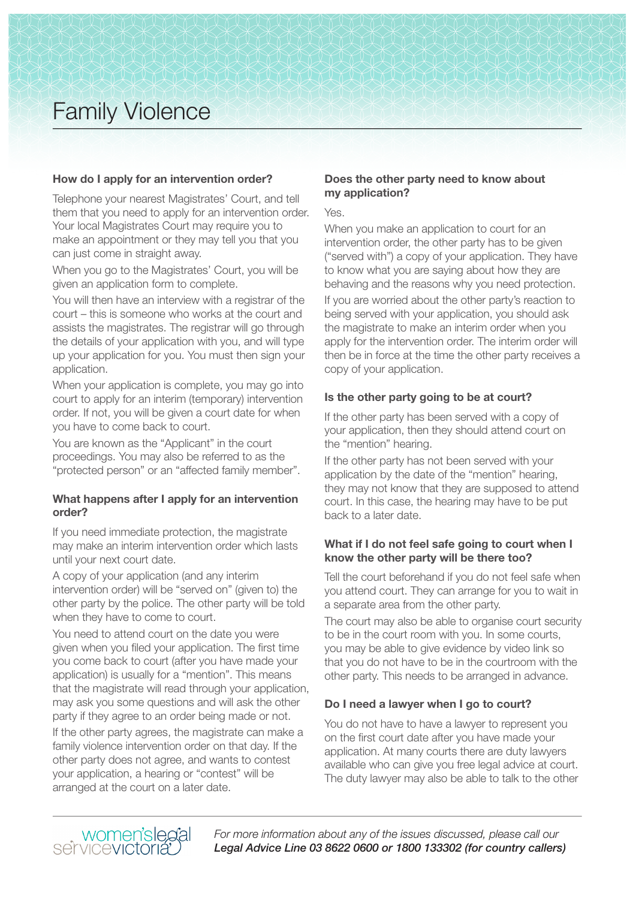# Family Violence

### How do I apply for an intervention order?

Telephone your nearest Magistrates' Court, and tell them that you need to apply for an intervention order. Your local Magistrates Court may require you to make an appointment or they may tell you that you can just come in straight away.

When you go to the Magistrates' Court, you will be given an application form to complete.

You will then have an interview with a registrar of the court – this is someone who works at the court and assists the magistrates. The registrar will go through the details of your application with you, and will type up your application for you. You must then sign your application.

When your application is complete, you may go into court to apply for an interim (temporary) intervention order. If not, you will be given a court date for when you have to come back to court.

You are known as the "Applicant" in the court proceedings. You may also be referred to as the "protected person" or an "affected family member".

### What happens after I apply for an intervention order?

If you need immediate protection, the magistrate may make an interim intervention order which lasts until your next court date.

A copy of your application (and any interim intervention order) will be "served on" (given to) the other party by the police. The other party will be told when they have to come to court.

You need to attend court on the date you were given when you filed your application. The first time you come back to court (after you have made your application) is usually for a "mention". This means that the magistrate will read through your application, may ask you some questions and will ask the other party if they agree to an order being made or not.

If the other party agrees, the magistrate can make a family violence intervention order on that day. If the other party does not agree, and wants to contest your application, a hearing or "contest" will be arranged at the court on a later date.

### Does the other party need to know about my application?

Yes.

When you make an application to court for an intervention order, the other party has to be given ("served with") a copy of your application. They have to know what you are saying about how they are behaving and the reasons why you need protection.

If you are worried about the other party's reaction to being served with your application, you should ask the magistrate to make an interim order when you apply for the intervention order. The interim order will then be in force at the time the other party receives a copy of your application.

### Is the other party going to be at court?

If the other party has been served with a copy of your application, then they should attend court on the "mention" hearing.

If the other party has not been served with your application by the date of the "mention" hearing, they may not know that they are supposed to attend court. In this case, the hearing may have to be put back to a later date.

### What if I do not feel safe going to court when I know the other party will be there too?

Tell the court beforehand if you do not feel safe when you attend court. They can arrange for you to wait in a separate area from the other party.

The court may also be able to organise court security to be in the court room with you. In some courts, you may be able to give evidence by video link so that you do not have to be in the courtroom with the other party. This needs to be arranged in advance.

### Do I need a lawyer when I go to court?

You do not have to have a lawyer to represent you on the first court date after you have made your application. At many courts there are duty lawyers available who can give you free legal advice at court. The duty lawyer may also be able to talk to the other

*For more information about any of the issues discussed, please call our* ***Legal Advice Line 03 8622 0600 or 1800 133302 (for country callers)***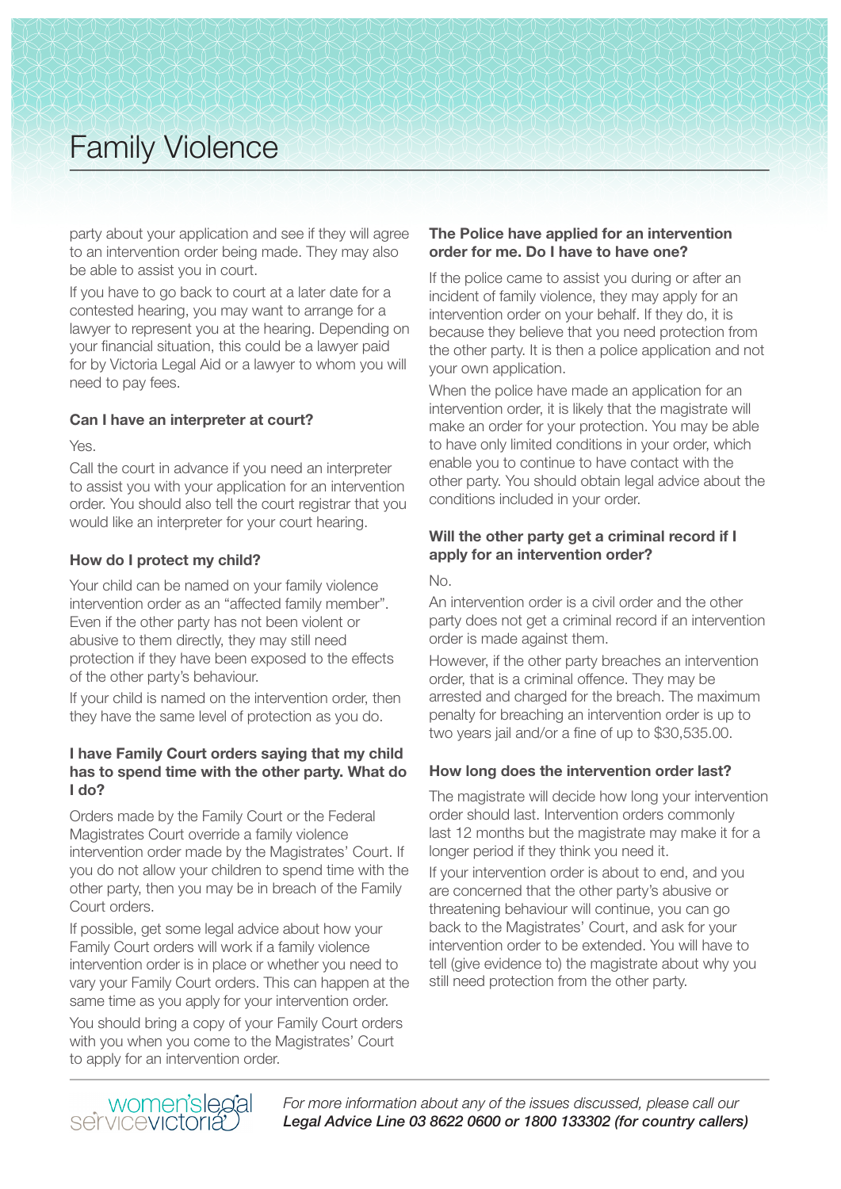party about your application and see if they will agree to an intervention order being made. They may also be able to assist you in court.

If you have to go back to court at a later date for a contested hearing, you may want to arrange for a lawyer to represent you at the hearing. Depending on your financial situation, this could be a lawyer paid for by Victoria Legal Aid or a lawyer to whom you will need to pay fees.

### Can I have an interpreter at court?

Yes.

Call the court in advance if you need an interpreter to assist you with your application for an intervention order. You should also tell the court registrar that you would like an interpreter for your court hearing.

### How do I protect my child?

Your child can be named on your family violence intervention order as an "affected family member". Even if the other party has not been violent or abusive to them directly, they may still need protection if they have been exposed to the effects of the other party's behaviour.

If your child is named on the intervention order, then they have the same level of protection as you do.

### I have Family Court orders saying that my child has to spend time with the other party. What do I do?

Orders made by the Family Court or the Federal Magistrates Court override a family violence intervention order made by the Magistrates' Court. If you do not allow your children to spend time with the other party, then you may be in breach of the Family Court orders.

If possible, get some legal advice about how your Family Court orders will work if a family violence intervention order is in place or whether you need to vary your Family Court orders. This can happen at the same time as you apply for your intervention order.

You should bring a copy of your Family Court orders with you when you come to the Magistrates' Court to apply for an intervention order.

### The Police have applied for an intervention order for me. Do I have to have one?

If the police came to assist you during or after an incident of family violence, they may apply for an intervention order on your behalf. If they do, it is because they believe that you need protection from the other party. It is then a police application and not your own application.

When the police have made an application for an intervention order, it is likely that the magistrate will make an order for your protection. You may be able to have only limited conditions in your order, which enable you to continue to have contact with the other party. You should obtain legal advice about the conditions included in your order.

### Will the other party get a criminal record if I apply for an intervention order?

No.

An intervention order is a civil order and the other party does not get a criminal record if an intervention order is made against them.

However, if the other party breaches an intervention order, that is a criminal offence. They may be arrested and charged for the breach. The maximum penalty for breaching an intervention order is up to two years jail and/or a fine of up to $30,535.00.

### How long does the intervention order last?

The magistrate will decide how long your intervention order should last. Intervention orders commonly last 12 months but the magistrate may make it for a longer period if they think you need it.

If your intervention order is about to end, and you are concerned that the other party's abusive or threatening behaviour will continue, you can go back to the Magistrates' Court, and ask for your intervention order to be extended. You will have to tell (give evidence to) the magistrate about why you still need protection from the other party.

*For more information about any of the issues discussed, please call our **Legal Advice Line 03 8622 0600 or 1800 133302 (for country callers)***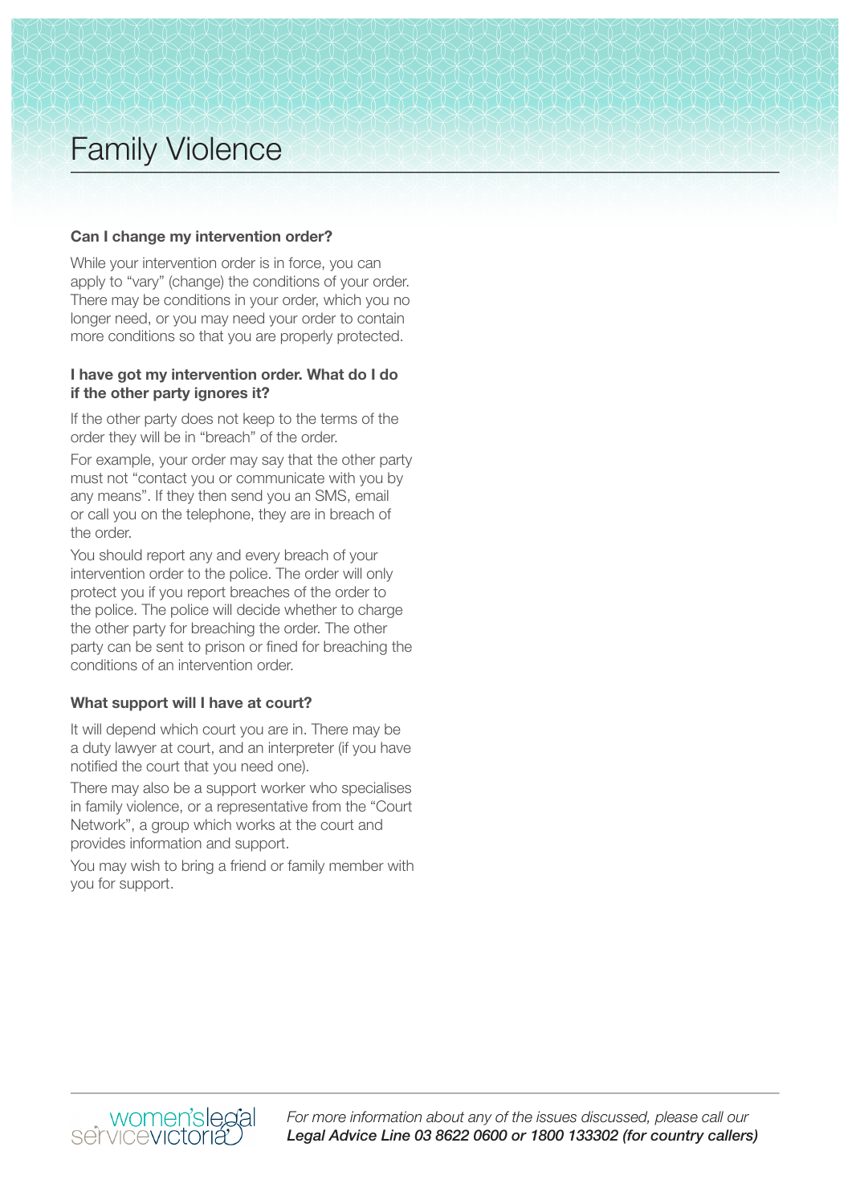# Family Violence

### Can I change my intervention order?

While your intervention order is in force, you can apply to "vary" (change) the conditions of your order. There may be conditions in your order, which you no longer need, or you may need your order to contain more conditions so that you are properly protected.

### I have got my intervention order. What do I do if the other party ignores it?

If the other party does not keep to the terms of the order they will be in "breach" of the order.

For example, your order may say that the other party must not "contact you or communicate with you by any means". If they then send you an SMS, email or call you on the telephone, they are in breach of the order.

You should report any and every breach of your intervention order to the police. The order will only protect you if you report breaches of the order to the police. The police will decide whether to charge the other party for breaching the order. The other party can be sent to prison or fined for breaching the conditions of an intervention order.

### What support will I have at court?

It will depend which court you are in. There may be a duty lawyer at court, and an interpreter (if you have notified the court that you need one).

There may also be a support worker who specialises in family violence, or a representative from the "Court Network", a group which works at the court and provides information and support.

You may wish to bring a friend or family member with you for support.

women's legal service victoria

*For more information about any of the issues discussed, please call our* ***Legal Advice Line 03 8622 0600 or 1800 133302 (for country callers)***